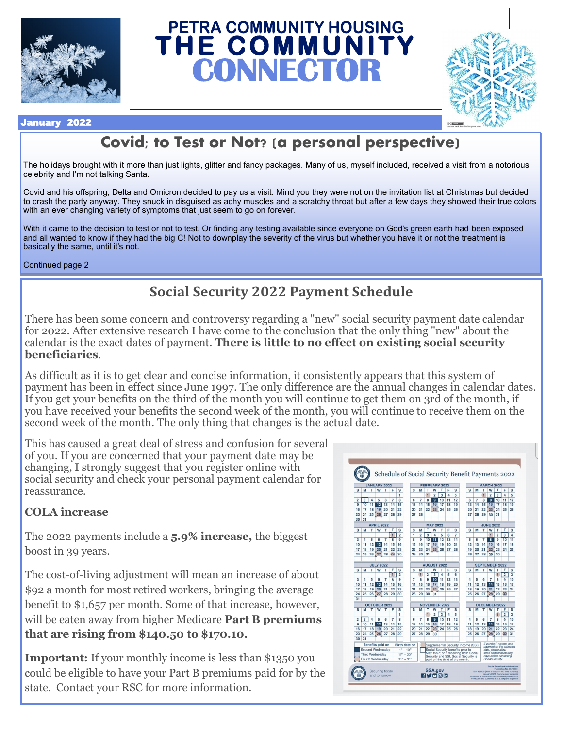# PETRA COMMUNITY HOUSING
# THE COMMUNITY CONNECTOR

**January 2022**

## Covid; to Test or Not? (a personal perspective)

The holidays brought with it more than just lights, glitter and fancy packages. Many of us, myself included, received a visit from a notorious celebrity and I'm not talking Santa.

Covid and his offspring, Delta and Omicron decided to pay us a visit. Mind you they were not on the invitation list at Christmas but decided to crash the party anyway. They snuck in disguised as achy muscles and a scratchy throat but after a few days they showed their true colors with an ever changing variety of symptoms that just seem to go on forever.

With it came to the decision to test or not to test. Or finding any testing available since everyone on God's green earth had been exposed and all wanted to know if they had the big C! Not to downplay the severity of the virus but whether you have it or not the treatment is basically the same, until it's not.

Continued page 2

## Social Security 2022 Payment Schedule

There has been some concern and controversy regarding a "new" social security payment date calendar for 2022. After extensive research I have come to the conclusion that the only thing "new" about the calendar is the exact dates of payment. **There is little to no effect on existing social security beneficiaries**.

As difficult as it is to get clear and concise information, it consistently appears that this system of payment has been in effect since June 1997. The only difference are the annual changes in calendar dates. If you get your benefits on the third of the month you will continue to get them on 3rd of the month, if you have received your benefits the second week of the month, you will continue to receive them on the second week of the month. The only thing that changes is the actual date.

This has caused a great deal of stress and confusion for several of you. If you are concerned that your payment date may be changing, I strongly suggest that you register online with social security and check your personal payment calendar for reassurance.

### COLA increase

The 2022 payments include a **5.9% increase,** the biggest boost in 39 years.

The cost-of-living adjustment will mean an increase of about $92 a month for most retired workers, bringing the average benefit to $1,657 per month. Some of that increase, however, will be eaten away from higher Medicare **Part B premiums that are rising from $140.50 to $170.10.**

**Important:** If your monthly income is less than $1350 you could be eligible to have your Part B premiums paid for by the state. Contact your RSC for more information.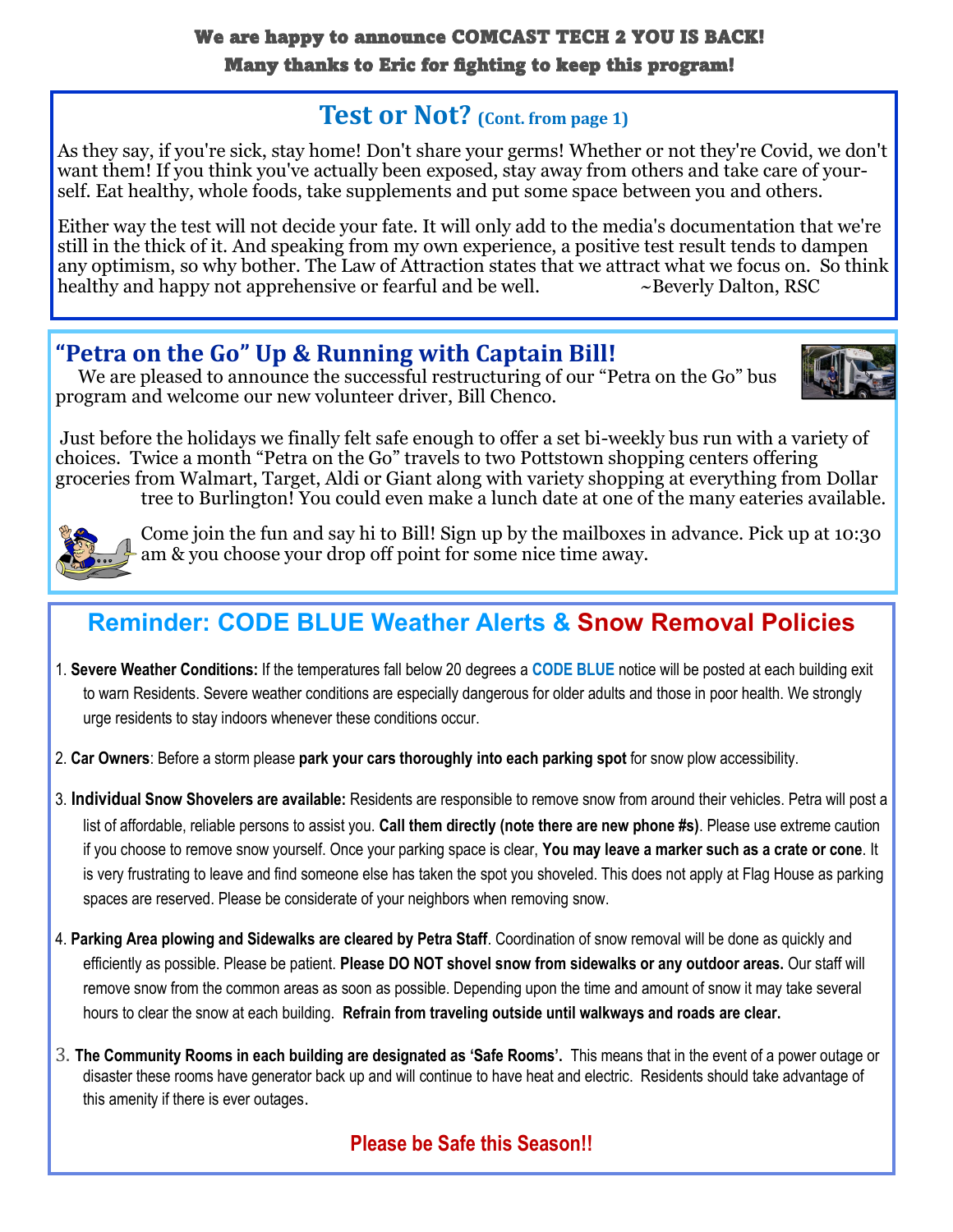**We are happy to announce COMCAST TECH 2 YOU IS BACK!**
**Many thanks to Eric for fighting to keep this program!**

## Test or Not? (Cont. from page 1)

As they say, if you're sick, stay home! Don't share your germs! Whether or not they're Covid, we don't want them! If you think you've actually been exposed, stay away from others and take care of yourself. Eat healthy, whole foods, take supplements and put some space between you and others.

Either way the test will not decide your fate. It will only add to the media's documentation that we're still in the thick of it. And speaking from my own experience, a positive test result tends to dampen any optimism, so why bother. The Law of Attraction states that we attract what we focus on. So think healthy and happy not apprehensive or fearful and be well. ~Beverly Dalton, RSC

## "Petra on the Go" Up & Running with Captain Bill!

We are pleased to announce the successful restructuring of our "Petra on the Go" bus program and welcome our new volunteer driver, Bill Chenco.

Just before the holidays we finally felt safe enough to offer a set bi-weekly bus run with a variety of choices. Twice a month "Petra on the Go" travels to two Pottstown shopping centers offering groceries from Walmart, Target, Aldi or Giant along with variety shopping at everything from Dollar tree to Burlington! You could even make a lunch date at one of the many eateries available.

Come join the fun and say hi to Bill! Sign up by the mailboxes in advance. Pick up at 10:30 am & you choose your drop off point for some nice time away.

## Reminder: CODE BLUE Weather Alerts & Snow Removal Policies

1. **Severe Weather Conditions:** If the temperatures fall below 20 degrees a **CODE BLUE** notice will be posted at each building exit to warn Residents. Severe weather conditions are especially dangerous for older adults and those in poor health. We strongly urge residents to stay indoors whenever these conditions occur.

2. **Car Owners**: Before a storm please **park your cars thoroughly into each parking spot** for snow plow accessibility.

3. **Individual Snow Shovelers are available:** Residents are responsible to remove snow from around their vehicles. Petra will post a list of affordable, reliable persons to assist you. **Call them directly (note there are new phone #s)**. Please use extreme caution if you choose to remove snow yourself. Once your parking space is clear, **You may leave a marker such as a crate or cone**. It is very frustrating to leave and find someone else has taken the spot you shoveled. This does not apply at Flag House as parking spaces are reserved. Please be considerate of your neighbors when removing snow.

4. **Parking Area plowing and Sidewalks are cleared by Petra Staff**. Coordination of snow removal will be done as quickly and efficiently as possible. Please be patient. **Please DO NOT shovel snow from sidewalks or any outdoor areas.** Our staff will remove snow from the common areas as soon as possible. Depending upon the time and amount of snow it may take several hours to clear the snow at each building. **Refrain from traveling outside until walkways and roads are clear.**

3. **The Community Rooms in each building are designated as 'Safe Rooms'.** This means that in the event of a power outage or disaster these rooms have generator back up and will continue to have heat and electric. Residents should take advantage of this amenity if there is ever outages.

**Please be Safe this Season!!**